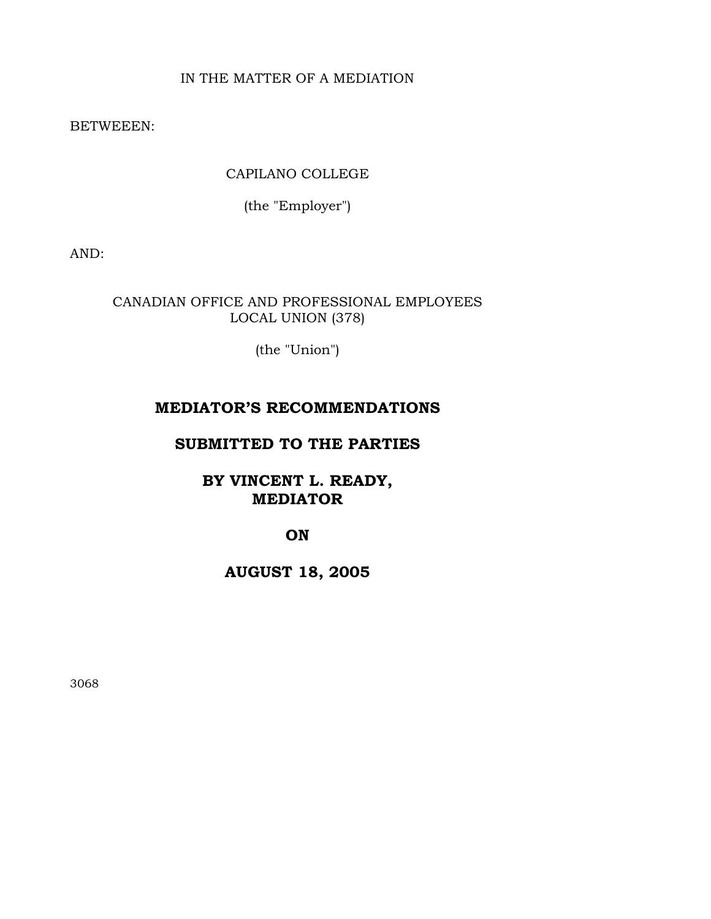IN THE MATTER OF A MEDIATION

BETWEEEN:

CAPILANO COLLEGE

(the "Employer")

AND:

CANADIAN OFFICE AND PROFESSIONAL EMPLOYEES
LOCAL UNION (378)

(the "Union")

# MEDIATOR'S RECOMMENDATIONS

# SUBMITTED TO THE PARTIES

# BY VINCENT L. READY, MEDIATOR

# ON

# AUGUST 18, 2005

3068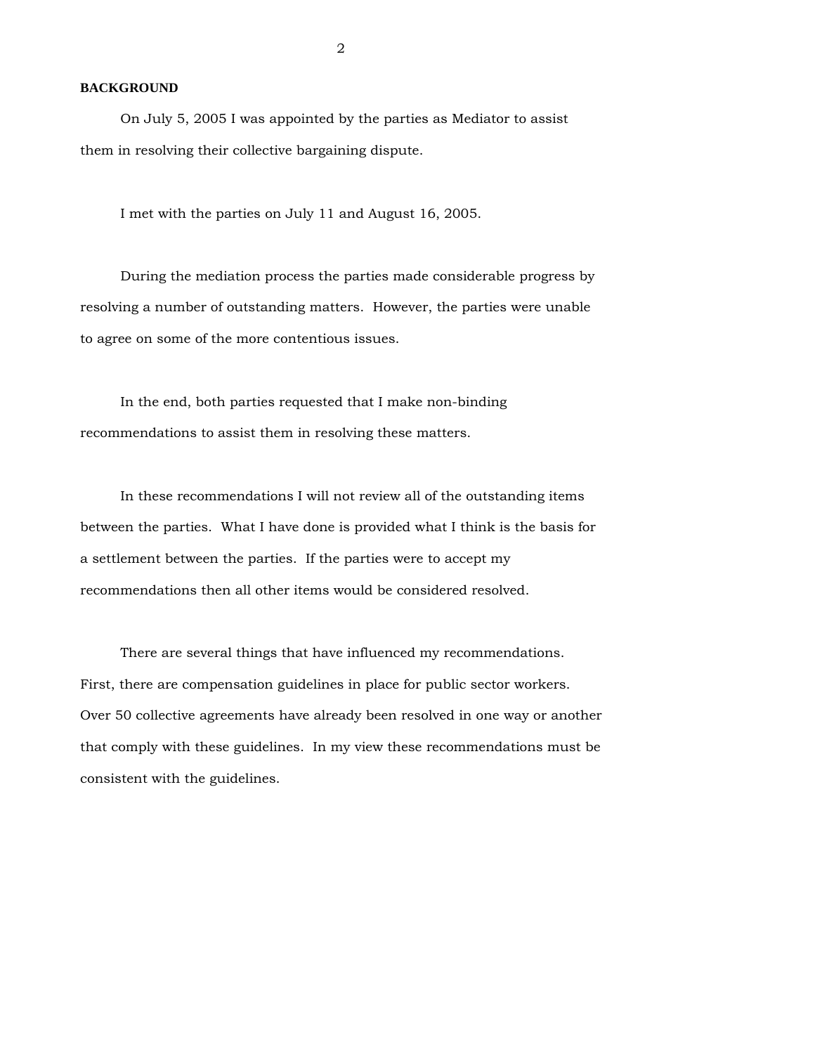## BACKGROUND

On July 5, 2005 I was appointed by the parties as Mediator to assist them in resolving their collective bargaining dispute.

I met with the parties on July 11 and August 16, 2005.

During the mediation process the parties made considerable progress by resolving a number of outstanding matters. However, the parties were unable to agree on some of the more contentious issues.

In the end, both parties requested that I make non-binding recommendations to assist them in resolving these matters.

In these recommendations I will not review all of the outstanding items between the parties. What I have done is provided what I think is the basis for a settlement between the parties. If the parties were to accept my recommendations then all other items would be considered resolved.

There are several things that have influenced my recommendations. First, there are compensation guidelines in place for public sector workers. Over 50 collective agreements have already been resolved in one way or another that comply with these guidelines. In my view these recommendations must be consistent with the guidelines.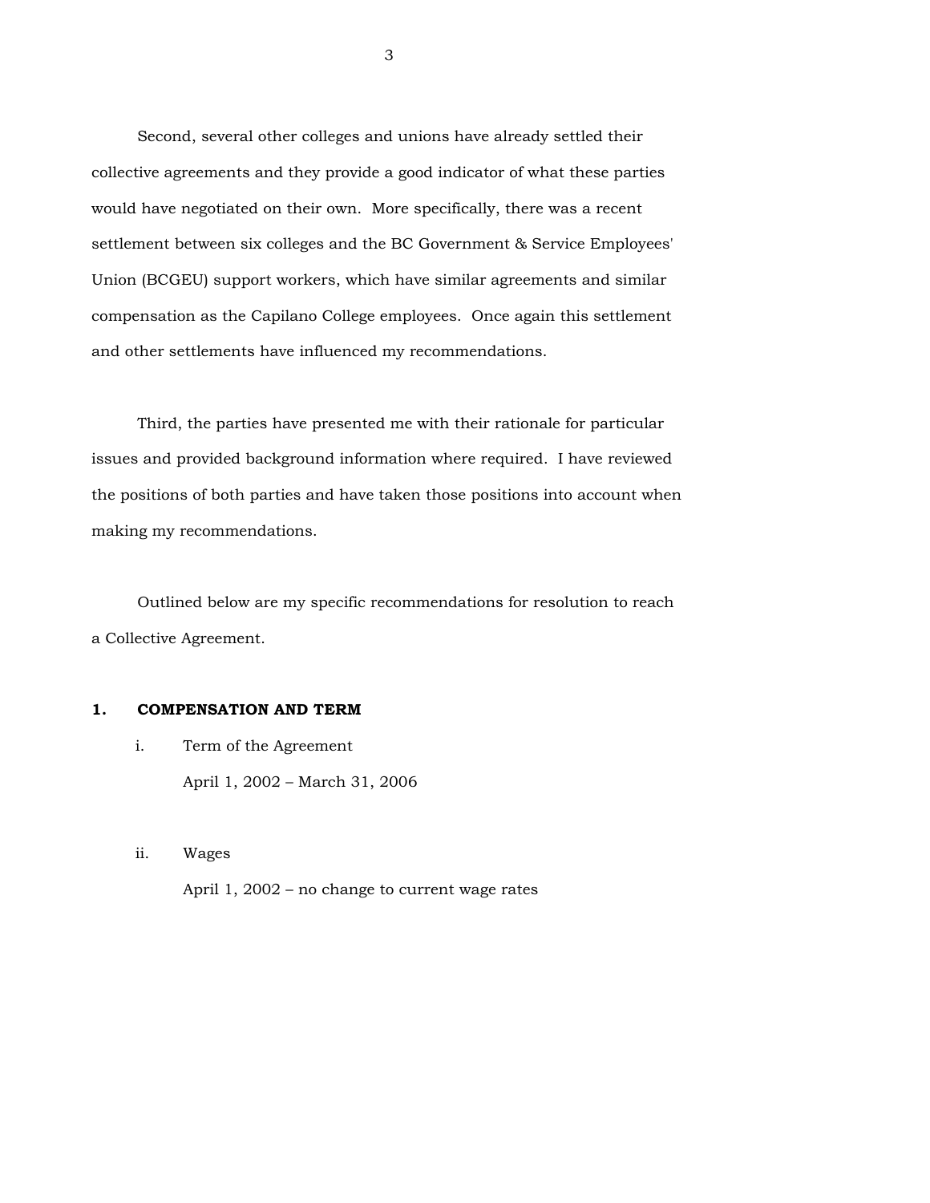Second, several other colleges and unions have already settled their collective agreements and they provide a good indicator of what these parties would have negotiated on their own. More specifically, there was a recent settlement between six colleges and the BC Government & Service Employees' Union (BCGEU) support workers, which have similar agreements and similar compensation as the Capilano College employees. Once again this settlement and other settlements have influenced my recommendations.

Third, the parties have presented me with their rationale for particular issues and provided background information where required. I have reviewed the positions of both parties and have taken those positions into account when making my recommendations.

Outlined below are my specific recommendations for resolution to reach a Collective Agreement.

## 1. COMPENSATION AND TERM

i. Term of the Agreement

April 1, 2002 – March 31, 2006

ii. Wages

April 1, 2002 – no change to current wage rates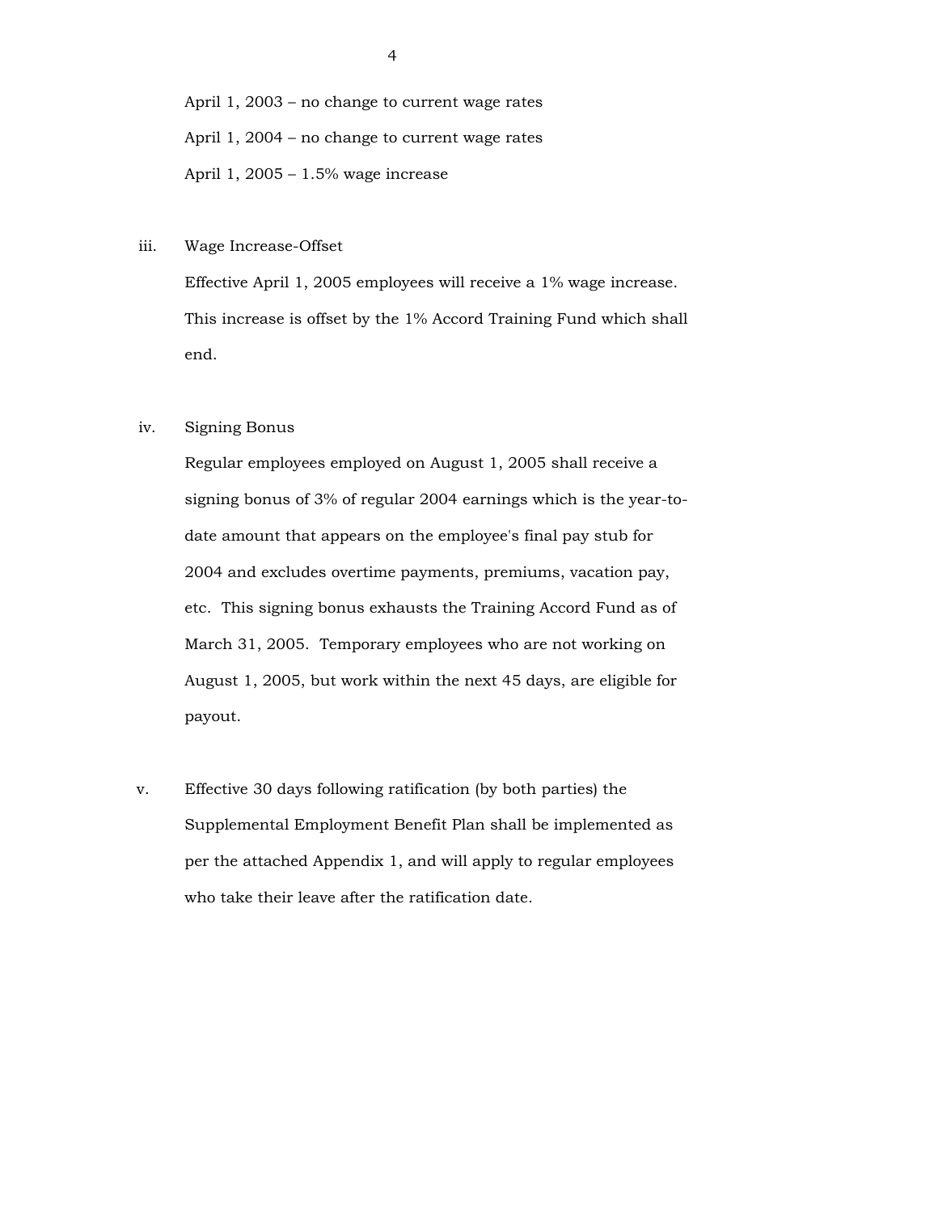April 1, 2003 – no change to current wage rates

April 1, 2004 – no change to current wage rates

April 1, 2005 – 1.5% wage increase

iii. Wage Increase-Offset

Effective April 1, 2005 employees will receive a 1% wage increase. This increase is offset by the 1% Accord Training Fund which shall end.

iv. Signing Bonus

Regular employees employed on August 1, 2005 shall receive a signing bonus of 3% of regular 2004 earnings which is the year-to-date amount that appears on the employee's final pay stub for 2004 and excludes overtime payments, premiums, vacation pay, etc. This signing bonus exhausts the Training Accord Fund as of March 31, 2005. Temporary employees who are not working on August 1, 2005, but work within the next 45 days, are eligible for payout.

v. Effective 30 days following ratification (by both parties) the Supplemental Employment Benefit Plan shall be implemented as per the attached Appendix 1, and will apply to regular employees who take their leave after the ratification date.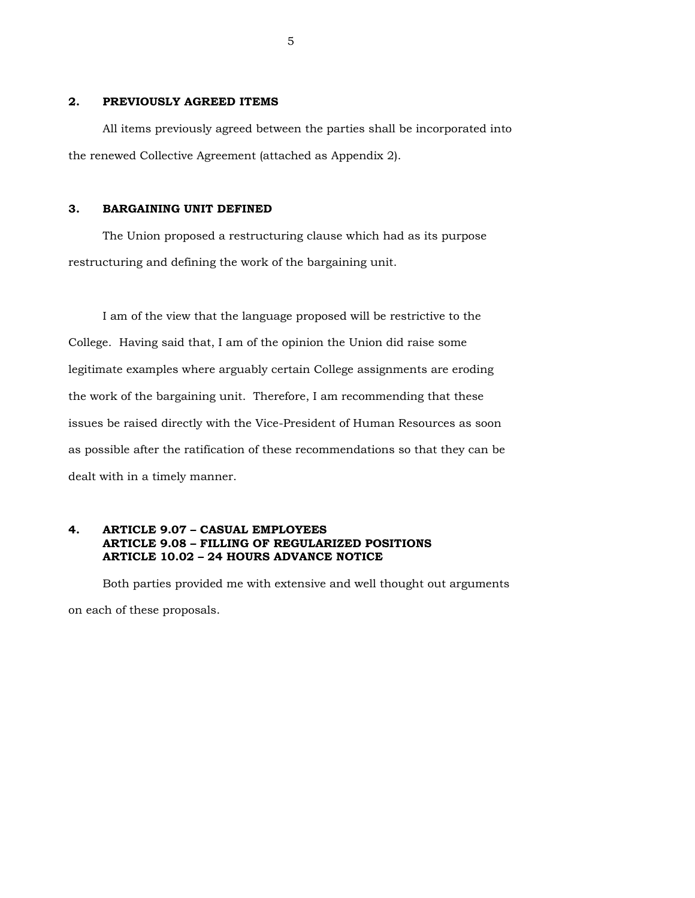## 2. PREVIOUSLY AGREED ITEMS

All items previously agreed between the parties shall be incorporated into the renewed Collective Agreement (attached as Appendix 2).

## 3. BARGAINING UNIT DEFINED

The Union proposed a restructuring clause which had as its purpose restructuring and defining the work of the bargaining unit.

I am of the view that the language proposed will be restrictive to the College. Having said that, I am of the opinion the Union did raise some legitimate examples where arguably certain College assignments are eroding the work of the bargaining unit. Therefore, I am recommending that these issues be raised directly with the Vice-President of Human Resources as soon as possible after the ratification of these recommendations so that they can be dealt with in a timely manner.

## 4. ARTICLE 9.07 – CASUAL EMPLOYEES
## ARTICLE 9.08 – FILLING OF REGULARIZED POSITIONS
## ARTICLE 10.02 – 24 HOURS ADVANCE NOTICE

Both parties provided me with extensive and well thought out arguments on each of these proposals.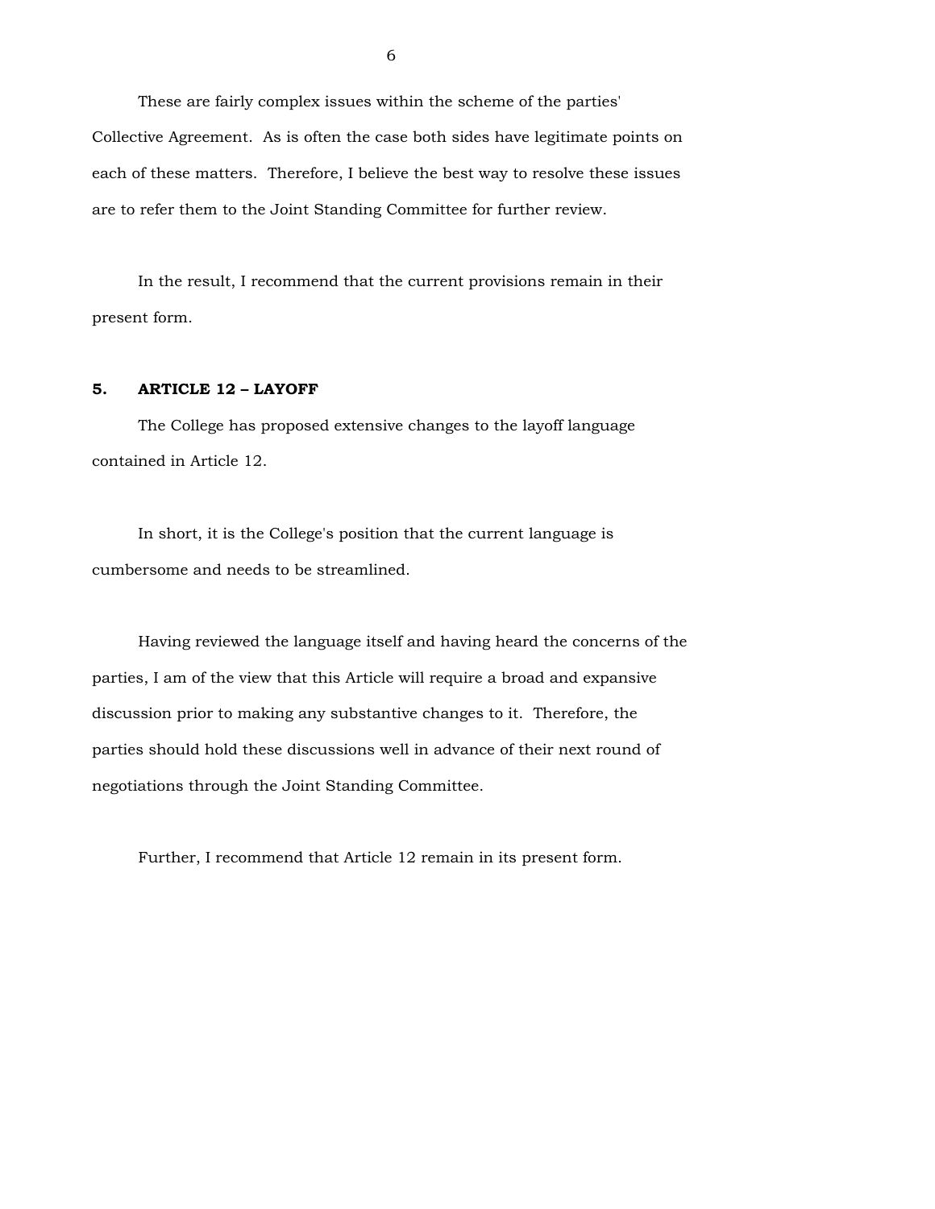These are fairly complex issues within the scheme of the parties' Collective Agreement. As is often the case both sides have legitimate points on each of these matters. Therefore, I believe the best way to resolve these issues are to refer them to the Joint Standing Committee for further review.

In the result, I recommend that the current provisions remain in their present form.

**5. ARTICLE 12 – LAYOFF**

The College has proposed extensive changes to the layoff language contained in Article 12.

In short, it is the College's position that the current language is cumbersome and needs to be streamlined.

Having reviewed the language itself and having heard the concerns of the parties, I am of the view that this Article will require a broad and expansive discussion prior to making any substantive changes to it. Therefore, the parties should hold these discussions well in advance of their next round of negotiations through the Joint Standing Committee.

Further, I recommend that Article 12 remain in its present form.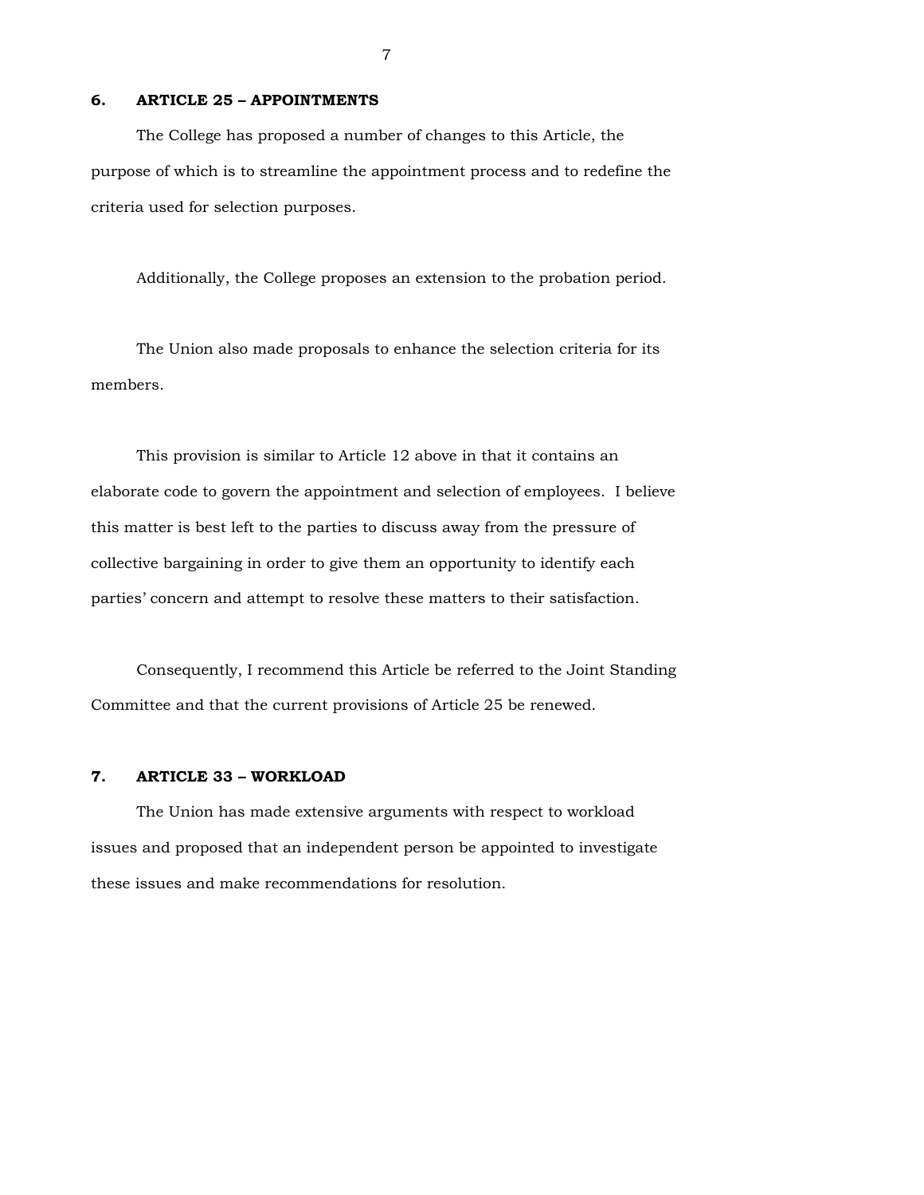### 6. ARTICLE 25 – APPOINTMENTS

The College has proposed a number of changes to this Article, the purpose of which is to streamline the appointment process and to redefine the criteria used for selection purposes.

Additionally, the College proposes an extension to the probation period.

The Union also made proposals to enhance the selection criteria for its members.

This provision is similar to Article 12 above in that it contains an elaborate code to govern the appointment and selection of employees. I believe this matter is best left to the parties to discuss away from the pressure of collective bargaining in order to give them an opportunity to identify each parties' concern and attempt to resolve these matters to their satisfaction.

Consequently, I recommend this Article be referred to the Joint Standing Committee and that the current provisions of Article 25 be renewed.

### 7. ARTICLE 33 – WORKLOAD

The Union has made extensive arguments with respect to workload issues and proposed that an independent person be appointed to investigate these issues and make recommendations for resolution.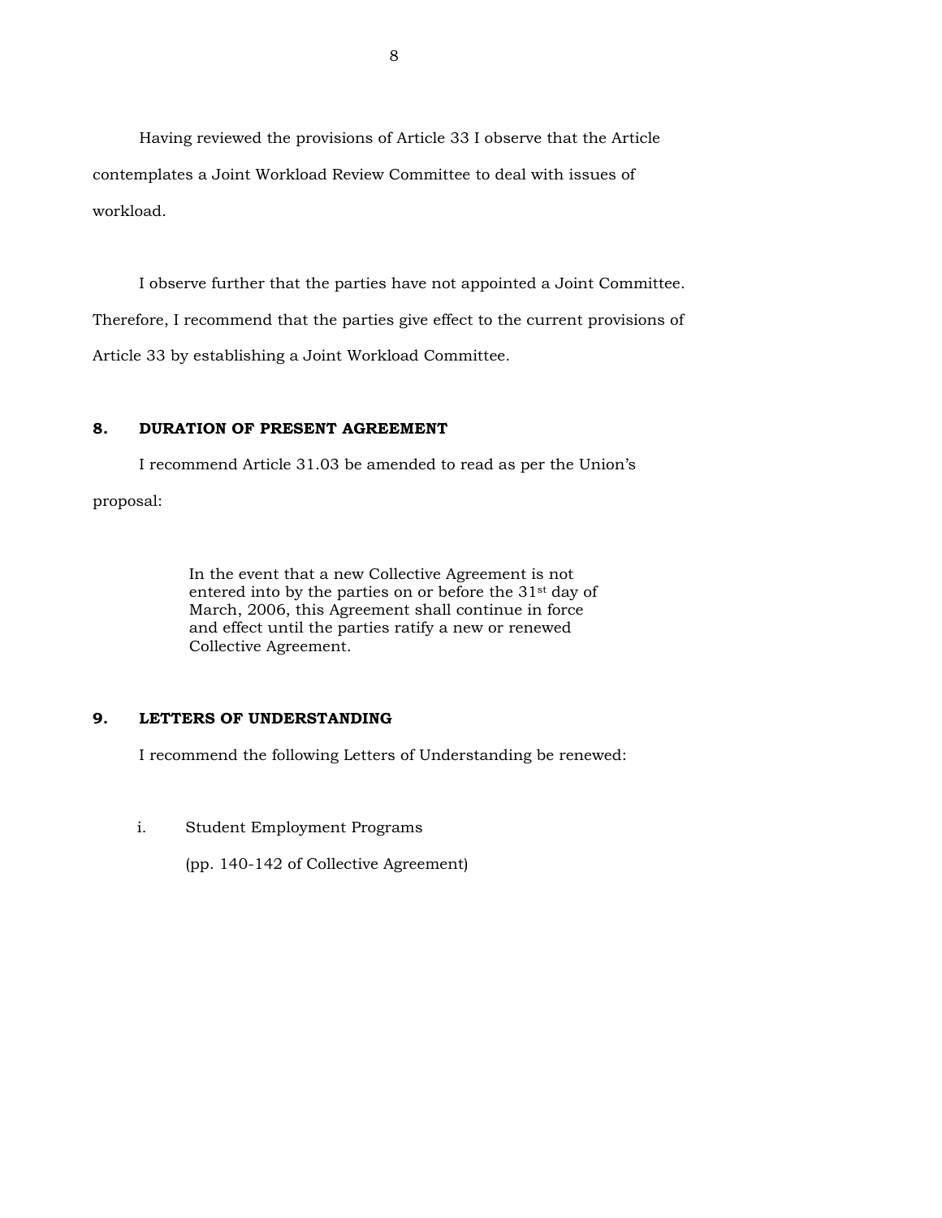Having reviewed the provisions of Article 33 I observe that the Article contemplates a Joint Workload Review Committee to deal with issues of workload.

I observe further that the parties have not appointed a Joint Committee. Therefore, I recommend that the parties give effect to the current provisions of Article 33 by establishing a Joint Workload Committee.

## 8. DURATION OF PRESENT AGREEMENT

I recommend Article 31.03 be amended to read as per the Union's proposal:

> In the event that a new Collective Agreement is not entered into by the parties on or before the 31st day of March, 2006, this Agreement shall continue in force and effect until the parties ratify a new or renewed Collective Agreement.

## 9. LETTERS OF UNDERSTANDING

I recommend the following Letters of Understanding be renewed:

i. Student Employment Programs

   (pp. 140-142 of Collective Agreement)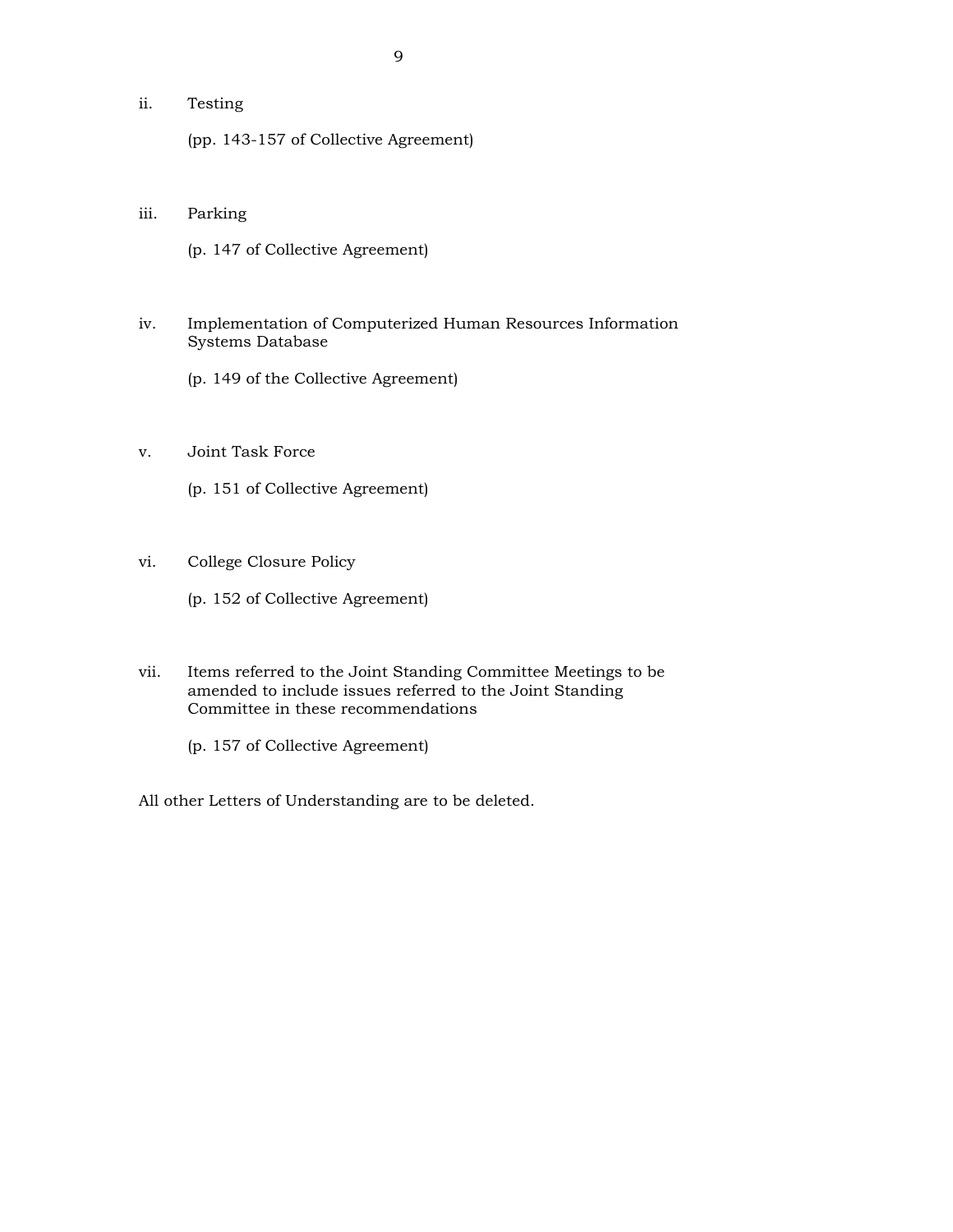ii. Testing

    (pp. 143-157 of Collective Agreement)

iii. Parking

    (p. 147 of Collective Agreement)

iv. Implementation of Computerized Human Resources Information Systems Database

    (p. 149 of the Collective Agreement)

v. Joint Task Force

    (p. 151 of Collective Agreement)

vi. College Closure Policy

    (p. 152 of Collective Agreement)

vii. Items referred to the Joint Standing Committee Meetings to be amended to include issues referred to the Joint Standing Committee in these recommendations

    (p. 157 of Collective Agreement)

All other Letters of Understanding are to be deleted.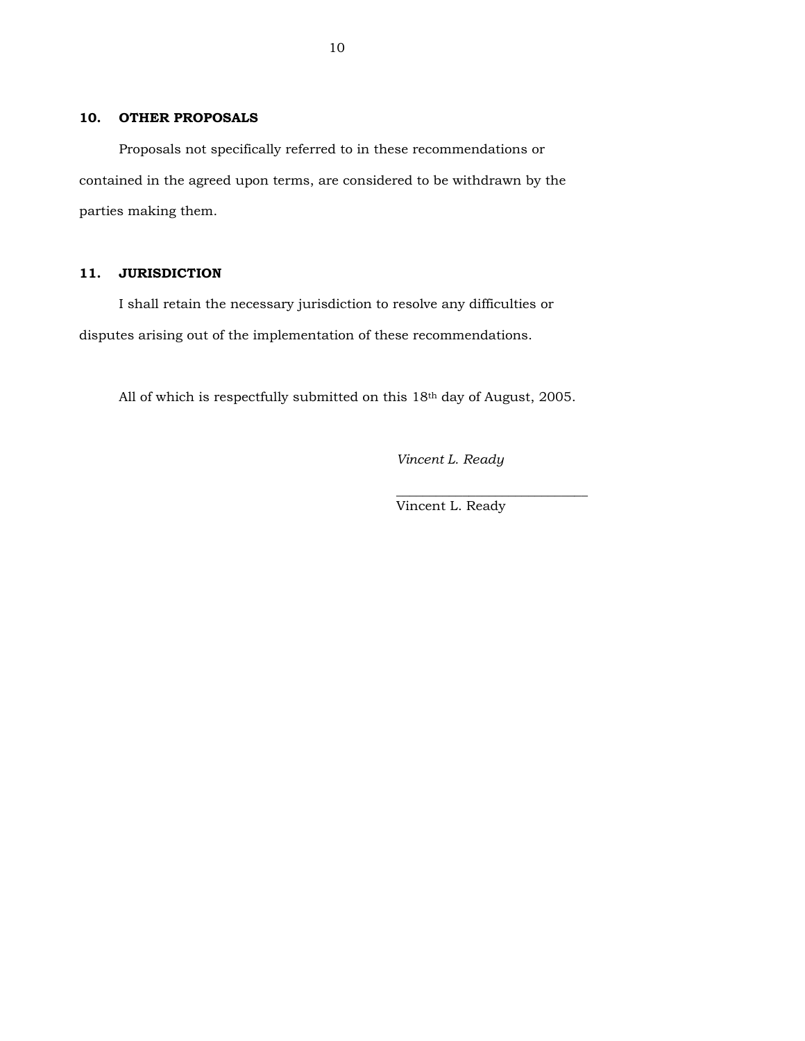## 10. OTHER PROPOSALS

Proposals not specifically referred to in these recommendations or contained in the agreed upon terms, are considered to be withdrawn by the parties making them.

## 11. JURISDICTION

I shall retain the necessary jurisdiction to resolve any difficulties or disputes arising out of the implementation of these recommendations.

All of which is respectfully submitted on this 18th day of August, 2005.

*Vincent L. Ready*

___________________________
Vincent L. Ready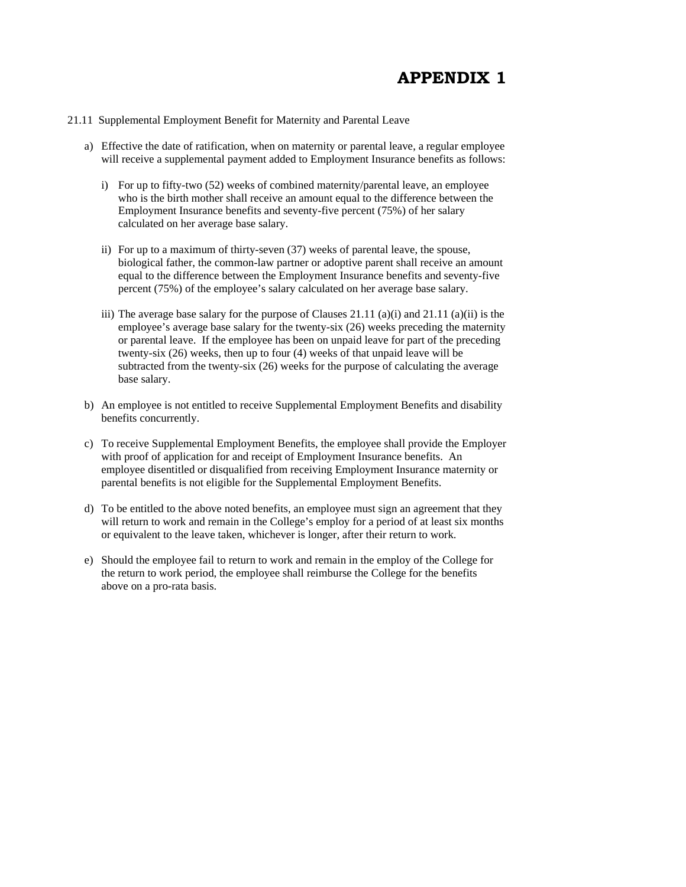# APPENDIX 1

21.11 Supplemental Employment Benefit for Maternity and Parental Leave

a) Effective the date of ratification, when on maternity or parental leave, a regular employee will receive a supplemental payment added to Employment Insurance benefits as follows:

   i) For up to fifty-two (52) weeks of combined maternity/parental leave, an employee who is the birth mother shall receive an amount equal to the difference between the Employment Insurance benefits and seventy-five percent (75%) of her salary calculated on her average base salary.

   ii) For up to a maximum of thirty-seven (37) weeks of parental leave, the spouse, biological father, the common-law partner or adoptive parent shall receive an amount equal to the difference between the Employment Insurance benefits and seventy-five percent (75%) of the employee's salary calculated on her average base salary.

   iii) The average base salary for the purpose of Clauses 21.11 (a)(i) and 21.11 (a)(ii) is the employee's average base salary for the twenty-six (26) weeks preceding the maternity or parental leave. If the employee has been on unpaid leave for part of the preceding twenty-six (26) weeks, then up to four (4) weeks of that unpaid leave will be subtracted from the twenty-six (26) weeks for the purpose of calculating the average base salary.

b) An employee is not entitled to receive Supplemental Employment Benefits and disability benefits concurrently.

c) To receive Supplemental Employment Benefits, the employee shall provide the Employer with proof of application for and receipt of Employment Insurance benefits. An employee disentitled or disqualified from receiving Employment Insurance maternity or parental benefits is not eligible for the Supplemental Employment Benefits.

d) To be entitled to the above noted benefits, an employee must sign an agreement that they will return to work and remain in the College's employ for a period of at least six months or equivalent to the leave taken, whichever is longer, after their return to work.

e) Should the employee fail to return to work and remain in the employ of the College for the return to work period, the employee shall reimburse the College for the benefits above on a pro-rata basis.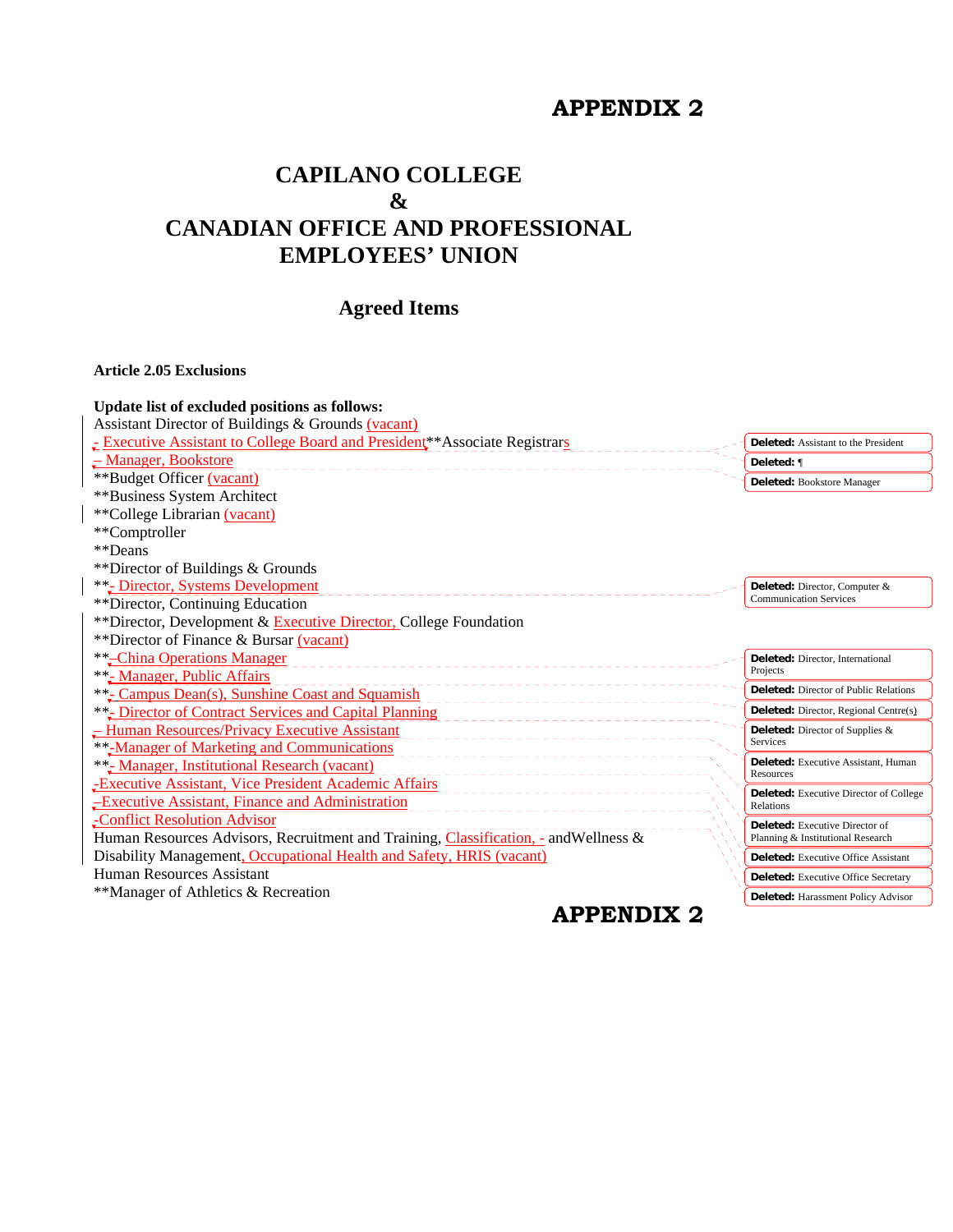# APPENDIX 2

## CAPILANO COLLEGE
## &
## CANADIAN OFFICE AND PROFESSIONAL EMPLOYEES' UNION

### Agreed Items

**Article 2.05 Exclusions**

**Update list of excluded positions as follows:**

Assistant Director of Buildings & Grounds (vacant)
- Executive Assistant to College Board and President**Associate Registrars
– Manager, Bookstore
**Budget Officer (vacant)
**Business System Architect
**College Librarian (vacant)
**Comptroller
**Deans
**Director of Buildings & Grounds
**- Director, Systems Development
**Director, Continuing Education
**Director, Development & Executive Director, College Foundation
**Director of Finance & Bursar (vacant)
**-China Operations Manager
**- Manager, Public Affairs
**- Campus Dean(s), Sunshine Coast and Squamish
**- Director of Contract Services and Capital Planning
– Human Resources/Privacy Executive Assistant
**-Manager of Marketing and Communications
**- Manager, Institutional Research (vacant)
-Executive Assistant, Vice President Academic Affairs
–Executive Assistant, Finance and Administration
-Conflict Resolution Advisor
Human Resources Advisors, Recruitment and Training, Classification, - andWellness & Disability Management, Occupational Health and Safety, HRIS (vacant)
Human Resources Assistant
**Manager of Athletics & Recreation

Deleted: Assistant to the President
Deleted: ¶
Deleted: Bookstore Manager
Deleted: Director, Computer & Communication Services
Deleted: Director, International Projects
Deleted: Director of Public Relations
Deleted: Director, Regional Centre(s)
Deleted: Director of Supplies & Services
Deleted: Executive Assistant, Human Resources
Deleted: Executive Director of College Relations
Deleted: Executive Director of Planning & Institutional Research
Deleted: Executive Office Assistant
Deleted: Executive Office Secretary
Deleted: Harassment Policy Advisor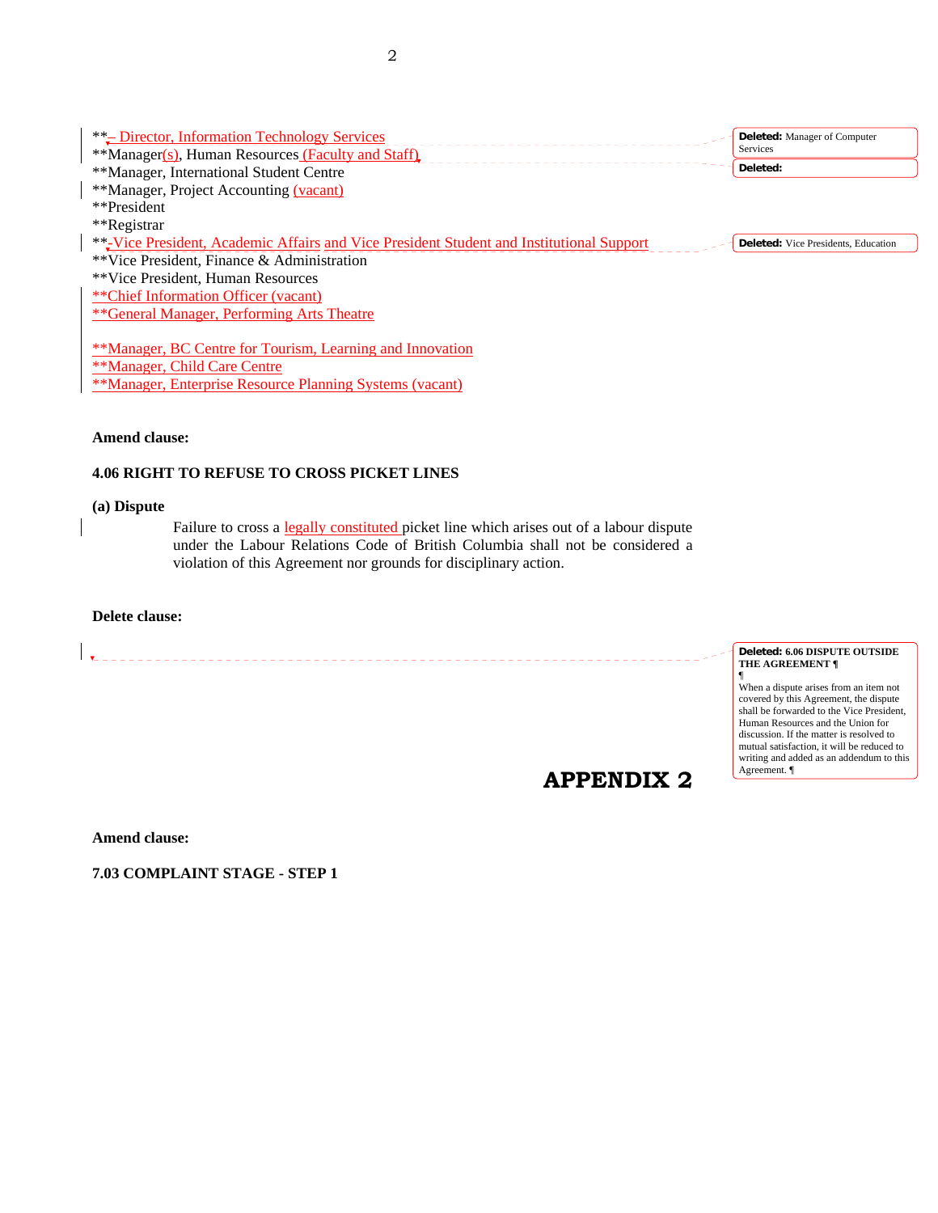**- Director, Information Technology Services
**Manager(s), Human Resources (Faculty and Staff)
**Manager, International Student Centre
**Manager, Project Accounting (vacant)
**President
**Registrar
**-Vice President, Academic Affairs and Vice President Student and Institutional Support
**Vice President, Finance & Administration
**Vice President, Human Resources
**Chief Information Officer (vacant)
**General Manager, Performing Arts Theatre

**Manager, BC Centre for Tourism, Learning and Innovation
**Manager, Child Care Centre
**Manager, Enterprise Resource Planning Systems (vacant)

Deleted: Manager of Computer Services

Deleted:

Deleted: Vice Presidents, Education

**Amend clause:**

**4.06 RIGHT TO REFUSE TO CROSS PICKET LINES**

**(a) Dispute**

Failure to cross a legally constituted picket line which arises out of a labour dispute under the Labour Relations Code of British Columbia shall not be considered a violation of this Agreement nor grounds for disciplinary action.

**Delete clause:**

Deleted: **6.06 DISPUTE OUTSIDE THE AGREEMENT**

When a dispute arises from an item not covered by this Agreement, the dispute shall be forwarded to the Vice President, Human Resources and the Union for discussion. If the matter is resolved to mutual satisfaction, it will be reduced to writing and added as an addendum to this Agreement.

# APPENDIX 2

**Amend clause:**

**7.03 COMPLAINT STAGE - STEP 1**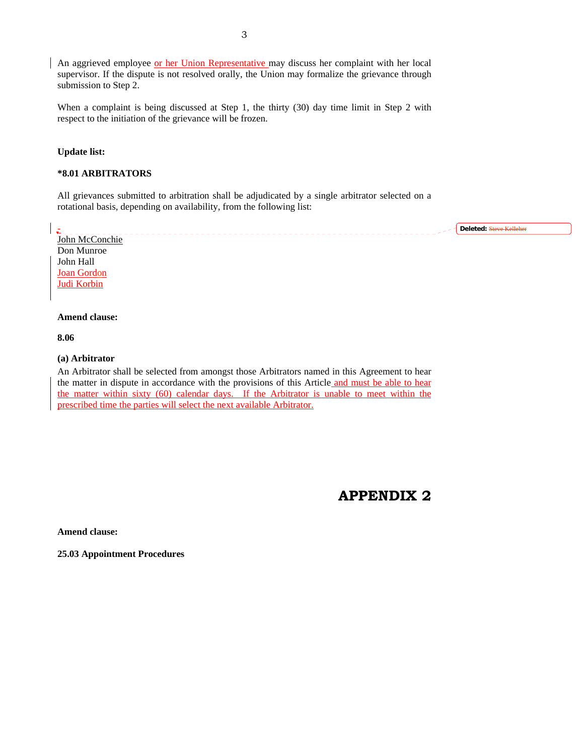An aggrieved employee or her Union Representative may discuss her complaint with her local supervisor. If the dispute is not resolved orally, the Union may formalize the grievance through submission to Step 2.

When a complaint is being discussed at Step 1, the thirty (30) day time limit in Step 2 with respect to the initiation of the grievance will be frozen.

**Update list:**

**\*8.01 ARBITRATORS**

All grievances submitted to arbitration shall be adjudicated by a single arbitrator selected on a rotational basis, depending on availability, from the following list:

John McConchie
Don Munroe
John Hall
Joan Gordon
Judi Korbin

Deleted: Steve Kelleher

**Amend clause:**

**8.06**

**(a) Arbitrator**

An Arbitrator shall be selected from amongst those Arbitrators named in this Agreement to hear the matter in dispute in accordance with the provisions of this Article and must be able to hear the matter within sixty (60) calendar days. If the Arbitrator is unable to meet within the prescribed time the parties will select the next available Arbitrator.

# APPENDIX 2

**Amend clause:**

**25.03 Appointment Procedures**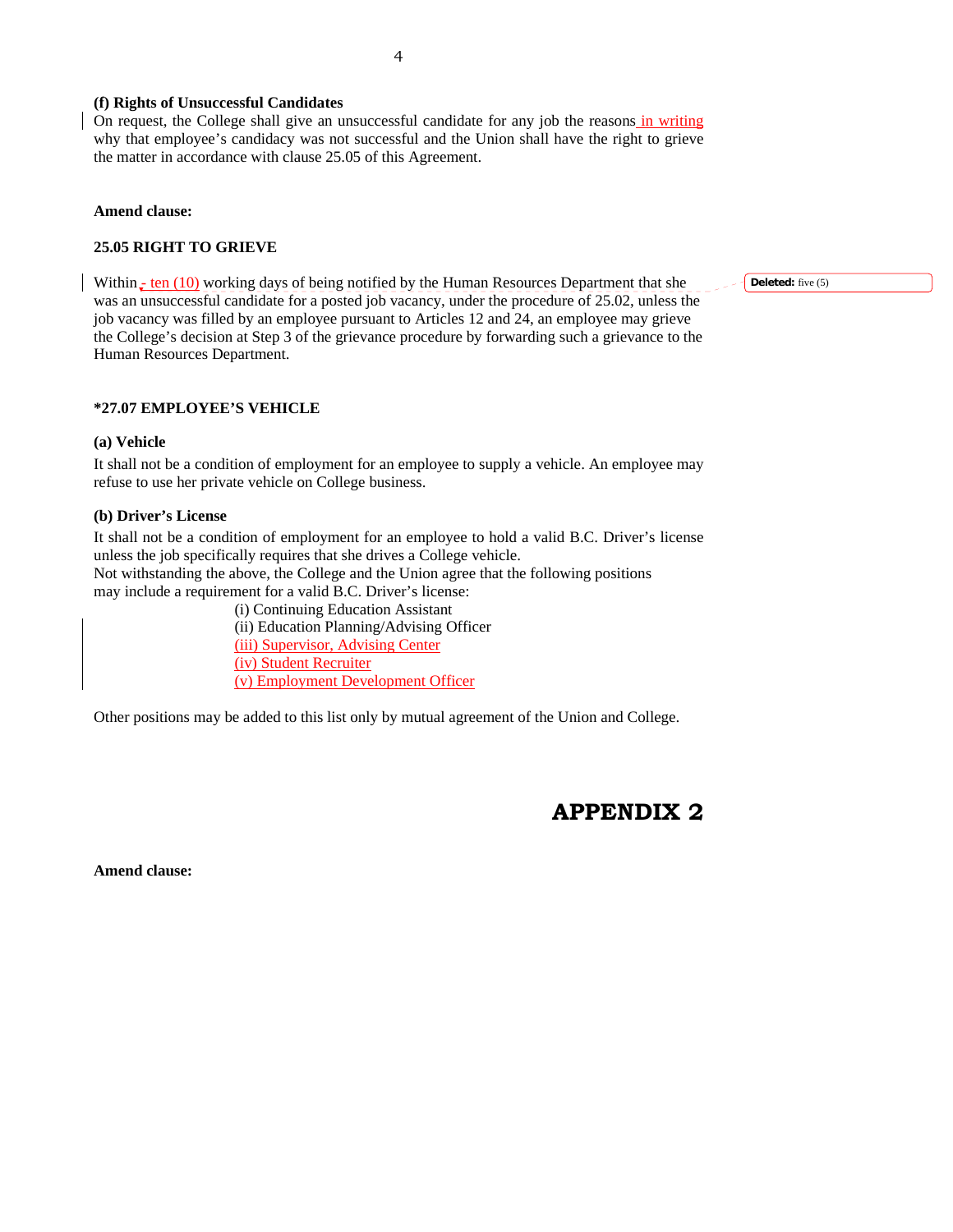**(f) Rights of Unsuccessful Candidates**

On request, the College shall give an unsuccessful candidate for any job the reasons in writing why that employee's candidacy was not successful and the Union shall have the right to grieve the matter in accordance with clause 25.05 of this Agreement.

**Amend clause:**

**25.05 RIGHT TO GRIEVE**

Within ten (10) working days of being notified by the Human Resources Department that she was an unsuccessful candidate for a posted job vacancy, under the procedure of 25.02, unless the job vacancy was filled by an employee pursuant to Articles 12 and 24, an employee may grieve the College's decision at Step 3 of the grievance procedure by forwarding such a grievance to the Human Resources Department.

**Deleted:** five (5)

**\*27.07 EMPLOYEE'S VEHICLE**

**(a) Vehicle**

It shall not be a condition of employment for an employee to supply a vehicle. An employee may refuse to use her private vehicle on College business.

**(b) Driver's License**

It shall not be a condition of employment for an employee to hold a valid B.C. Driver's license unless the job specifically requires that she drives a College vehicle.
Not withstanding the above, the College and the Union agree that the following positions may include a requirement for a valid B.C. Driver's license:

(i) Continuing Education Assistant
(ii) Education Planning/Advising Officer
(iii) Supervisor, Advising Center
(iv) Student Recruiter
(v) Employment Development Officer

Other positions may be added to this list only by mutual agreement of the Union and College.

# APPENDIX 2

**Amend clause:**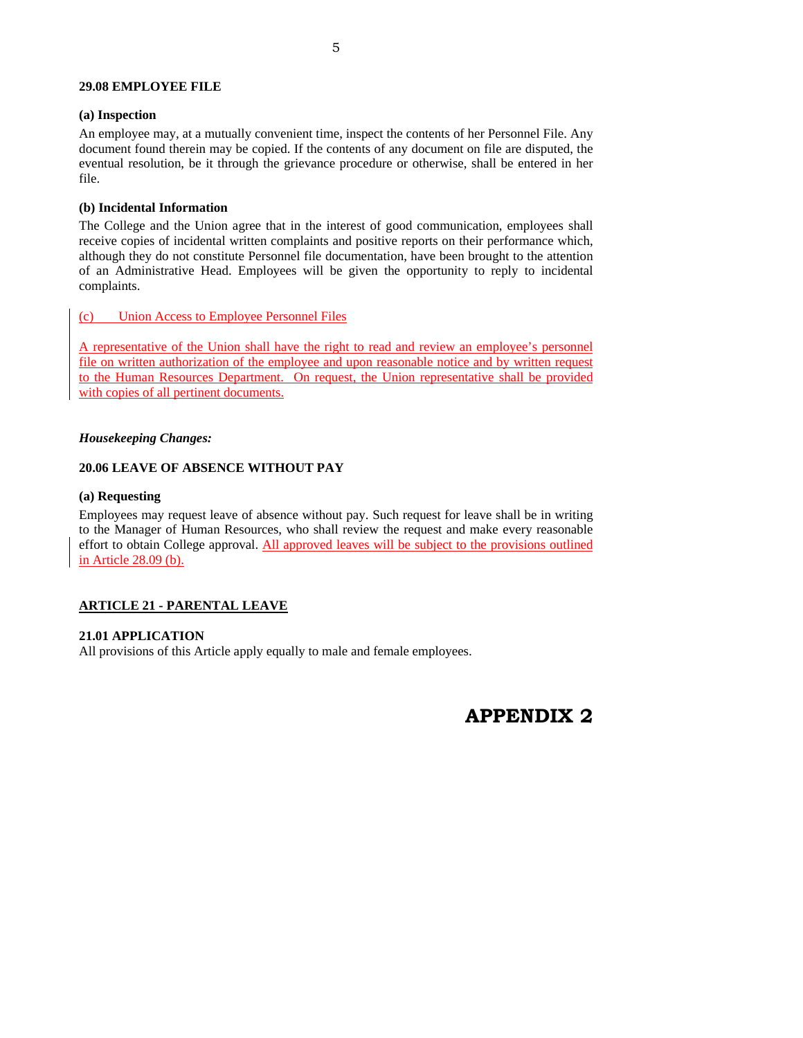**29.08 EMPLOYEE FILE**

**(a) Inspection**

An employee may, at a mutually convenient time, inspect the contents of her Personnel File. Any document found therein may be copied. If the contents of any document on file are disputed, the eventual resolution, be it through the grievance procedure or otherwise, shall be entered in her file.

**(b) Incidental Information**

The College and the Union agree that in the interest of good communication, employees shall receive copies of incidental written complaints and positive reports on their performance which, although they do not constitute Personnel file documentation, have been brought to the attention of an Administrative Head. Employees will be given the opportunity to reply to incidental complaints.

(c) Union Access to Employee Personnel Files

A representative of the Union shall have the right to read and review an employee's personnel file on written authorization of the employee and upon reasonable notice and by written request to the Human Resources Department. On request, the Union representative shall be provided with copies of all pertinent documents.

***Housekeeping Changes:***

**20.06 LEAVE OF ABSENCE WITHOUT PAY**

**(a) Requesting**

Employees may request leave of absence without pay. Such request for leave shall be in writing to the Manager of Human Resources, who shall review the request and make every reasonable effort to obtain College approval. All approved leaves will be subject to the provisions outlined in Article 28.09 (b).

**ARTICLE 21 - PARENTAL LEAVE**

**21.01 APPLICATION**

All provisions of this Article apply equally to male and female employees.

# APPENDIX 2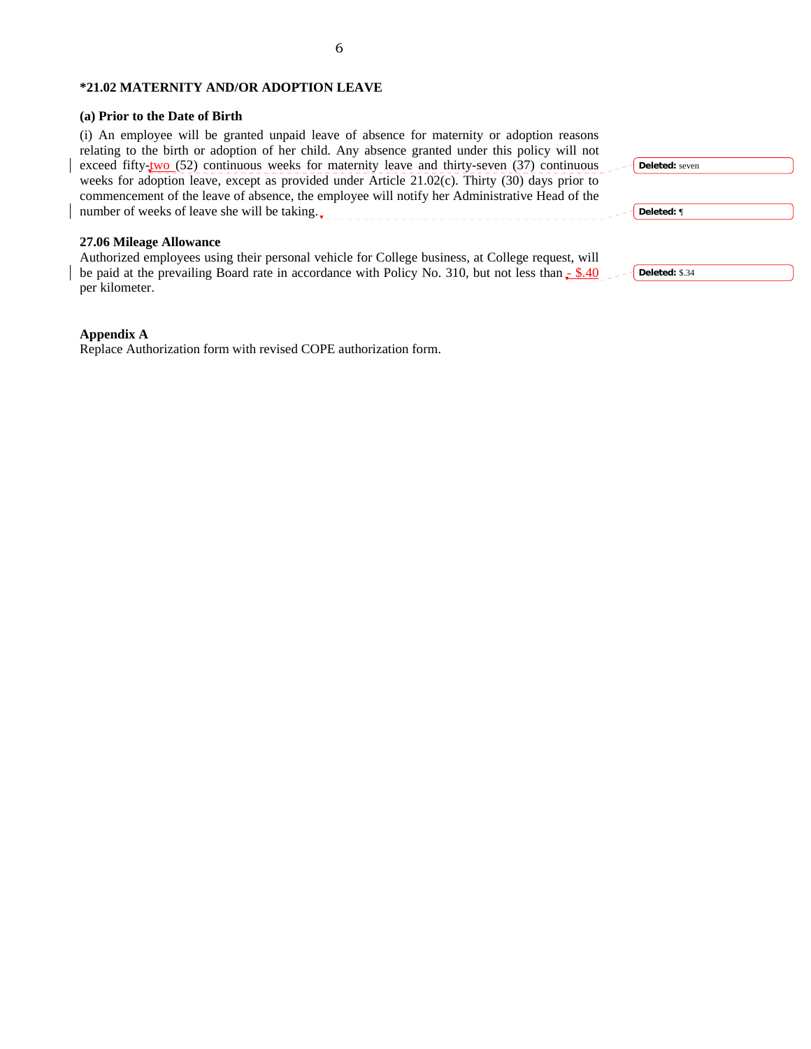**\*21.02 MATERNITY AND/OR ADOPTION LEAVE**

**(a) Prior to the Date of Birth**

(i) An employee will be granted unpaid leave of absence for maternity or adoption reasons relating to the birth or adoption of her child. Any absence granted under this policy will not exceed fifty-two (52) continuous weeks for maternity leave and thirty-seven (37) continuous weeks for adoption leave, except as provided under Article 21.02(c). Thirty (30) days prior to commencement of the leave of absence, the employee will notify her Administrative Head of the number of weeks of leave she will be taking.

**Deleted:** seven

**Deleted:** ¶

**27.06 Mileage Allowance**

Authorized employees using their personal vehicle for College business, at College request, will be paid at the prevailing Board rate in accordance with Policy No. 310, but not less than - $.40 per kilometer.

**Deleted:** $.34

**Appendix A**

Replace Authorization form with revised COPE authorization form.